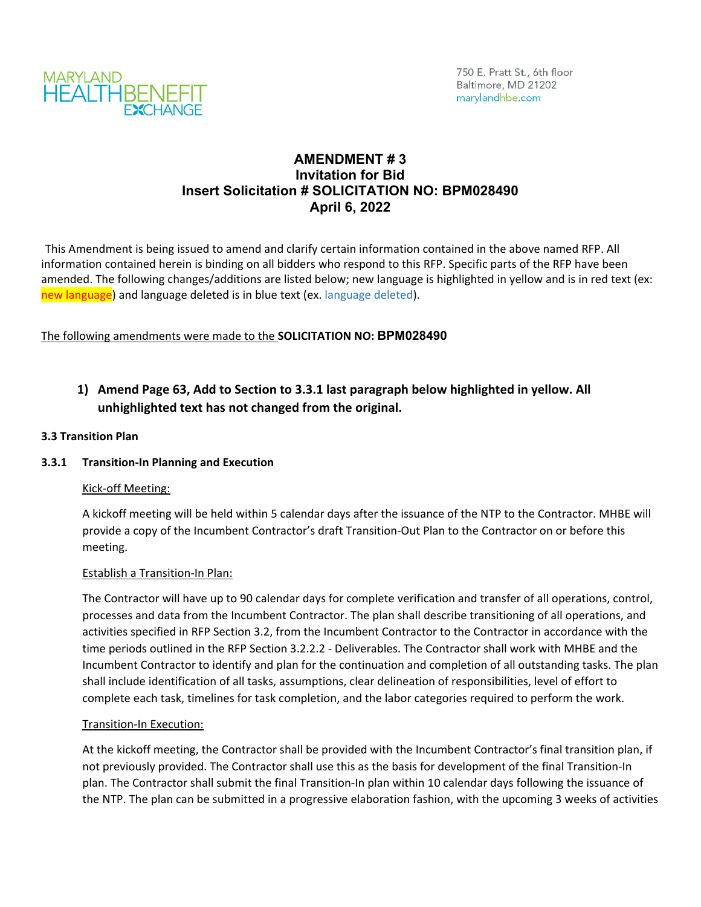MARYLAND HEALTH BENEFIT EXCHANGE

750 E. Pratt St., 6th floor
Baltimore, MD 21202
marylandhbe.com

# AMENDMENT # 3
# Invitation for Bid
# Insert Solicitation # SOLICITATION NO: BPM028490
# April 6, 2022

This Amendment is being issued to amend and clarify certain information contained in the above named RFP. All information contained herein is binding on all bidders who respond to this RFP. Specific parts of the RFP have been amended. The following changes/additions are listed below; new language is highlighted in yellow and is in red text (ex: new language) and language deleted is in blue text (ex. language deleted).

The following amendments were made to the **SOLICITATION NO: BPM028490**

1) **Amend Page 63, Add to Section to 3.3.1 last paragraph below highlighted in yellow. All unhighlighted text has not changed from the original.**

**3.3 Transition Plan**

**3.3.1 Transition-In Planning and Execution**

Kick-off Meeting:

A kickoff meeting will be held within 5 calendar days after the issuance of the NTP to the Contractor. MHBE will provide a copy of the Incumbent Contractor's draft Transition-Out Plan to the Contractor on or before this meeting.

Establish a Transition-In Plan:

The Contractor will have up to 90 calendar days for complete verification and transfer of all operations, control, processes and data from the Incumbent Contractor. The plan shall describe transitioning of all operations, and activities specified in RFP Section 3.2, from the Incumbent Contractor to the Contractor in accordance with the time periods outlined in the RFP Section 3.2.2.2 - Deliverables. The Contractor shall work with MHBE and the Incumbent Contractor to identify and plan for the continuation and completion of all outstanding tasks. The plan shall include identification of all tasks, assumptions, clear delineation of responsibilities, level of effort to complete each task, timelines for task completion, and the labor categories required to perform the work.

Transition-In Execution:

At the kickoff meeting, the Contractor shall be provided with the Incumbent Contractor's final transition plan, if not previously provided. The Contractor shall use this as the basis for development of the final Transition-In plan. The Contractor shall submit the final Transition-In plan within 10 calendar days following the issuance of the NTP. The plan can be submitted in a progressive elaboration fashion, with the upcoming 3 weeks of activities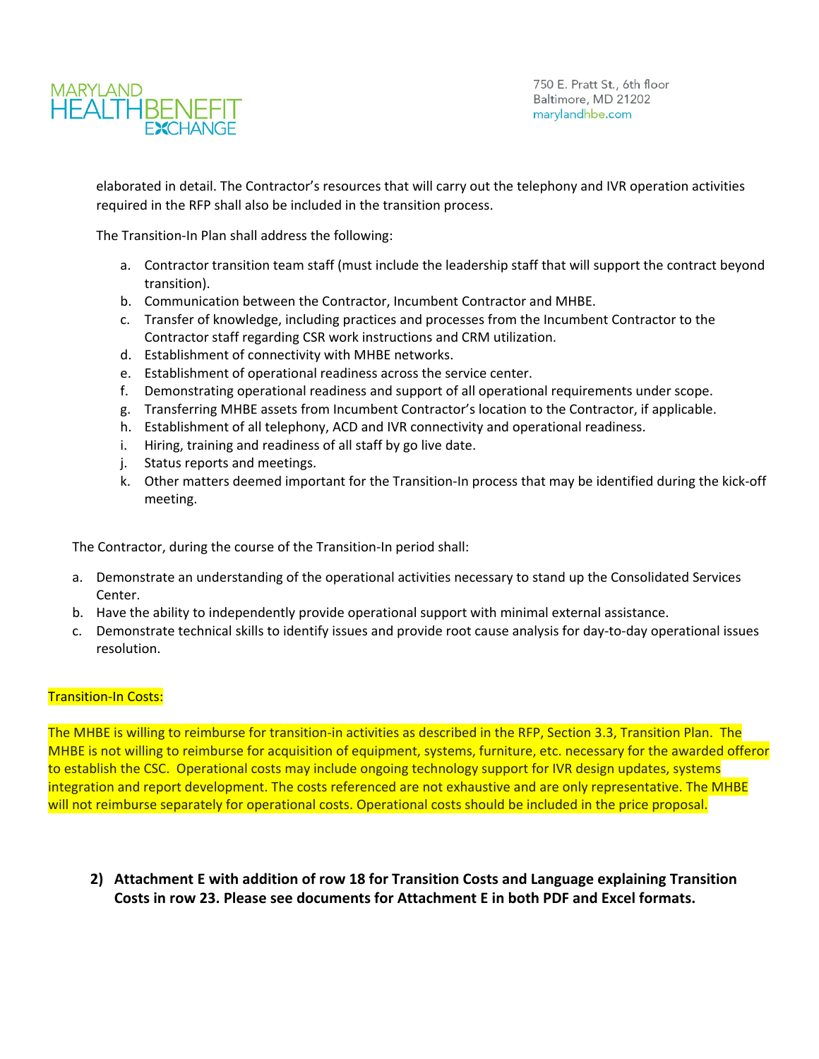elaborated in detail. The Contractor's resources that will carry out the telephony and IVR operation activities required in the RFP shall also be included in the transition process.

The Transition-In Plan shall address the following:

a. Contractor transition team staff (must include the leadership staff that will support the contract beyond transition).
b. Communication between the Contractor, Incumbent Contractor and MHBE.
c. Transfer of knowledge, including practices and processes from the Incumbent Contractor to the Contractor staff regarding CSR work instructions and CRM utilization.
d. Establishment of connectivity with MHBE networks.
e. Establishment of operational readiness across the service center.
f. Demonstrating operational readiness and support of all operational requirements under scope.
g. Transferring MHBE assets from Incumbent Contractor's location to the Contractor, if applicable.
h. Establishment of all telephony, ACD and IVR connectivity and operational readiness.
i. Hiring, training and readiness of all staff by go live date.
j. Status reports and meetings.
k. Other matters deemed important for the Transition-In process that may be identified during the kick-off meeting.

The Contractor, during the course of the Transition-In period shall:

a. Demonstrate an understanding of the operational activities necessary to stand up the Consolidated Services Center.
b. Have the ability to independently provide operational support with minimal external assistance.
c. Demonstrate technical skills to identify issues and provide root cause analysis for day-to-day operational issues resolution.

Transition-In Costs:

The MHBE is willing to reimburse for transition-in activities as described in the RFP, Section 3.3, Transition Plan. The MHBE is not willing to reimburse for acquisition of equipment, systems, furniture, etc. necessary for the awarded offeror to establish the CSC. Operational costs may include ongoing technology support for IVR design updates, systems integration and report development. The costs referenced are not exhaustive and are only representative. The MHBE will not reimburse separately for operational costs. Operational costs should be included in the price proposal.

2) **Attachment E with addition of row 18 for Transition Costs and Language explaining Transition Costs in row 23. Please see documents for Attachment E in both PDF and Excel formats.**